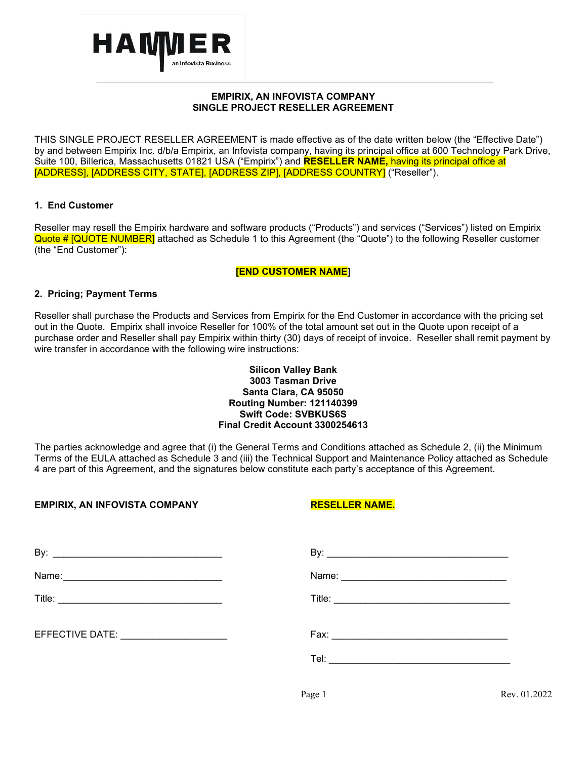**EMPIRIX, AN INFOVISTA COMPANY**
**SINGLE PROJECT RESELLER AGREEMENT**

THIS SINGLE PROJECT RESELLER AGREEMENT is made effective as of the date written below (the "Effective Date") by and between Empirix Inc. d/b/a Empirix, an Infovista company, having its principal office at 600 Technology Park Drive, Suite 100, Billerica, Massachusetts 01821 USA ("Empirix") and **RESELLER NAME,** having its principal office at [ADDRESS], [ADDRESS CITY, STATE], [ADDRESS ZIP], [ADDRESS COUNTRY] ("Reseller").

### 1. End Customer

Reseller may resell the Empirix hardware and software products ("Products") and services ("Services") listed on Empirix Quote # [QUOTE NUMBER] attached as Schedule 1 to this Agreement (the "Quote") to the following Reseller customer (the "End Customer"):

**[END CUSTOMER NAME]**

### 2. Pricing; Payment Terms

Reseller shall purchase the Products and Services from Empirix for the End Customer in accordance with the pricing set out in the Quote. Empirix shall invoice Reseller for 100% of the total amount set out in the Quote upon receipt of a purchase order and Reseller shall pay Empirix within thirty (30) days of receipt of invoice. Reseller shall remit payment by wire transfer in accordance with the following wire instructions:

**Silicon Valley Bank**
**3003 Tasman Drive**
**Santa Clara, CA 95050**
**Routing Number: 121140399**
**Swift Code: SVBKUS6S**
**Final Credit Account 3300254613**

The parties acknowledge and agree that (i) the General Terms and Conditions attached as Schedule 2, (ii) the Minimum Terms of the EULA attached as Schedule 3 and (iii) the Technical Support and Maintenance Policy attached as Schedule 4 are part of this Agreement, and the signatures below constitute each party's acceptance of this Agreement.

**EMPIRIX, AN INFOVISTA COMPANY**

By: ______________________________

Name: ______________________________

Title: ______________________________

EFFECTIVE DATE: ____________________

**RESELLER NAME.**

By: ______________________________

Name: ______________________________

Title: ______________________________

Fax: ______________________________

Tel: ______________________________

Rev. 01.2022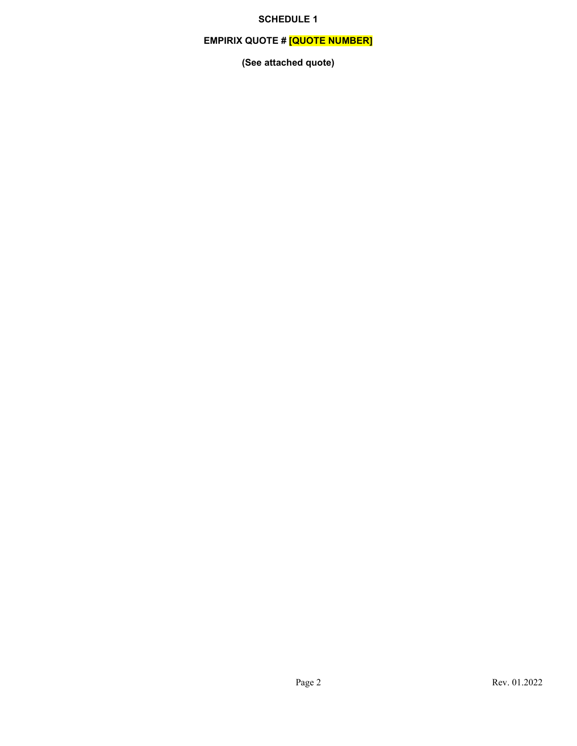# SCHEDULE 1

## EMPIRIX QUOTE # [QUOTE NUMBER]

**(See attached quote)**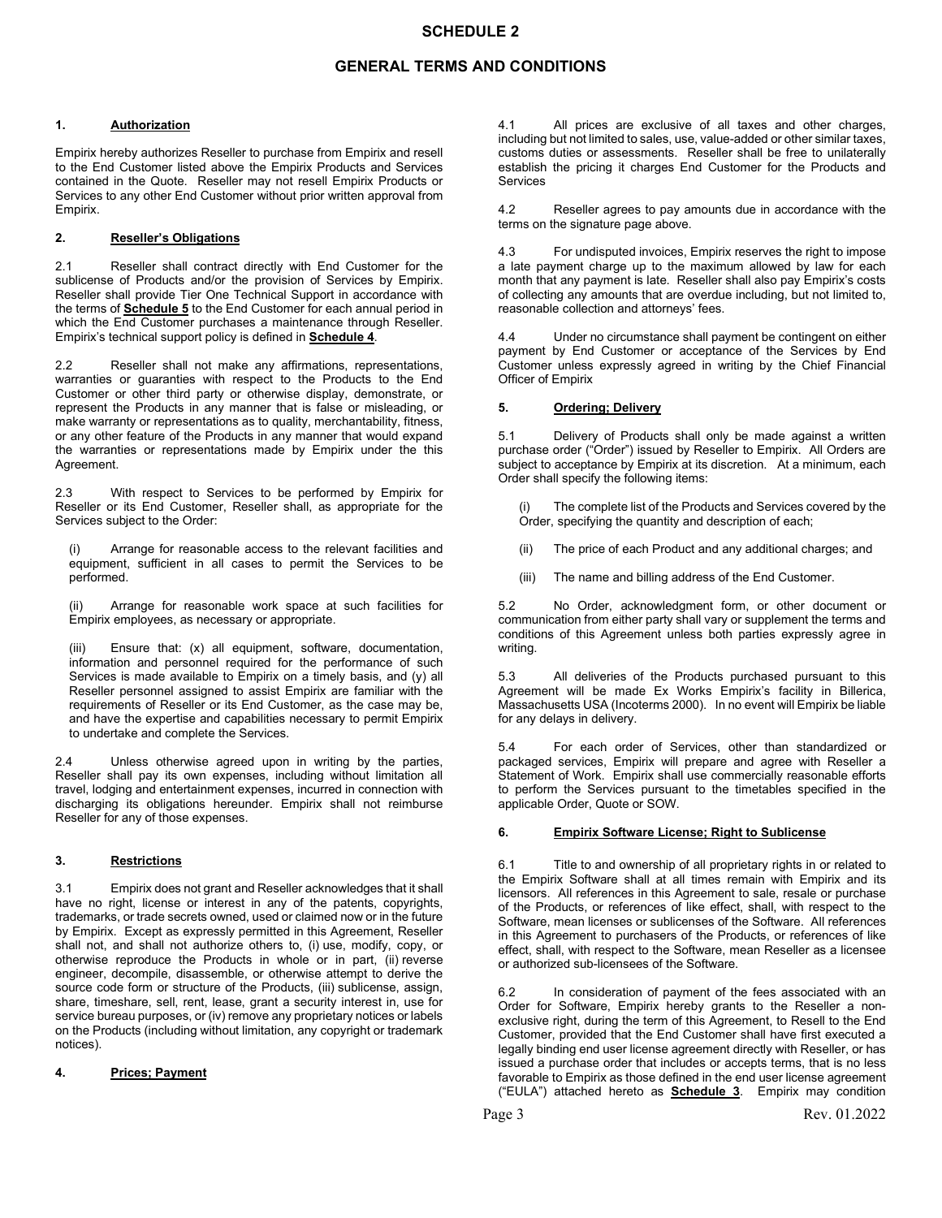# SCHEDULE 2

## GENERAL TERMS AND CONDITIONS

### 1. Authorization

Empirix hereby authorizes Reseller to purchase from Empirix and resell to the End Customer listed above the Empirix Products and Services contained in the Quote. Reseller may not resell Empirix Products or Services to any other End Customer without prior written approval from Empirix.

### 2. Reseller's Obligations

2.1 Reseller shall contract directly with End Customer for the sublicense of Products and/or the provision of Services by Empirix. Reseller shall provide Tier One Technical Support in accordance with the terms of **Schedule 5** to the End Customer for each annual period in which the End Customer purchases a maintenance through Reseller. Empirix's technical support policy is defined in **Schedule 4**.

2.2 Reseller shall not make any affirmations, representations, warranties or guaranties with respect to the Products to the End Customer or other third party or otherwise display, demonstrate, or represent the Products in any manner that is false or misleading, or make warranty or representations as to quality, merchantability, fitness, or any other feature of the Products in any manner that would expand the warranties or representations made by Empirix under the this Agreement.

2.3 With respect to Services to be performed by Empirix for Reseller or its End Customer, Reseller shall, as appropriate for the Services subject to the Order:

(i) Arrange for reasonable access to the relevant facilities and equipment, sufficient in all cases to permit the Services to be performed.

(ii) Arrange for reasonable work space at such facilities for Empirix employees, as necessary or appropriate.

(iii) Ensure that: (x) all equipment, software, documentation, information and personnel required for the performance of such Services is made available to Empirix on a timely basis, and (y) all Reseller personnel assigned to assist Empirix are familiar with the requirements of Reseller or its End Customer, as the case may be, and have the expertise and capabilities necessary to permit Empirix to undertake and complete the Services.

2.4 Unless otherwise agreed upon in writing by the parties, Reseller shall pay its own expenses, including without limitation all travel, lodging and entertainment expenses, incurred in connection with discharging its obligations hereunder. Empirix shall not reimburse Reseller for any of those expenses.

### 3. Restrictions

3.1 Empirix does not grant and Reseller acknowledges that it shall have no right, license or interest in any of the patents, copyrights, trademarks, or trade secrets owned, used or claimed now or in the future by Empirix. Except as expressly permitted in this Agreement, Reseller shall not, and shall not authorize others to, (i) use, modify, copy, or otherwise reproduce the Products in whole or in part, (ii) reverse engineer, decompile, disassemble, or otherwise attempt to derive the source code form or structure of the Products, (iii) sublicense, assign, share, timeshare, sell, rent, lease, grant a security interest in, use for service bureau purposes, or (iv) remove any proprietary notices or labels on the Products (including without limitation, any copyright or trademark notices).

### 4. Prices; Payment

4.1 All prices are exclusive of all taxes and other charges, including but not limited to sales, use, value-added or other similar taxes, customs duties or assessments. Reseller shall be free to unilaterally establish the pricing it charges End Customer for the Products and Services

4.2 Reseller agrees to pay amounts due in accordance with the terms on the signature page above.

4.3 For undisputed invoices, Empirix reserves the right to impose a late payment charge up to the maximum allowed by law for each month that any payment is late. Reseller shall also pay Empirix's costs of collecting any amounts that are overdue including, but not limited to, reasonable collection and attorneys' fees.

4.4 Under no circumstance shall payment be contingent on either payment by End Customer or acceptance of the Services by End Customer unless expressly agreed in writing by the Chief Financial Officer of Empirix

### 5. Ordering; Delivery

5.1 Delivery of Products shall only be made against a written purchase order ("Order") issued by Reseller to Empirix. All Orders are subject to acceptance by Empirix at its discretion. At a minimum, each Order shall specify the following items:

(i) The complete list of the Products and Services covered by the Order, specifying the quantity and description of each;

(ii) The price of each Product and any additional charges; and

(iii) The name and billing address of the End Customer.

5.2 No Order, acknowledgment form, or other document or communication from either party shall vary or supplement the terms and conditions of this Agreement unless both parties expressly agree in writing.

5.3 All deliveries of the Products purchased pursuant to this Agreement will be made Ex Works Empirix's facility in Billerica, Massachusetts USA (Incoterms 2000). In no event will Empirix be liable for any delays in delivery.

5.4 For each order of Services, other than standardized or packaged services, Empirix will prepare and agree with Reseller a Statement of Work. Empirix shall use commercially reasonable efforts to perform the Services pursuant to the timetables specified in the applicable Order, Quote or SOW.

### 6. Empirix Software License; Right to Sublicense

6.1 Title to and ownership of all proprietary rights in or related to the Empirix Software shall at all times remain with Empirix and its licensors. All references in this Agreement to sale, resale or purchase of the Products, or references of like effect, shall, with respect to the Software, mean licenses or sublicenses of the Software. All references in this Agreement to purchasers of the Products, or references of like effect, shall, with respect to the Software, mean Reseller as a licensee or authorized sub-licensees of the Software.

6.2 In consideration of payment of the fees associated with an Order for Software, Empirix hereby grants to the Reseller a non-exclusive right, during the term of this Agreement, to Resell to the End Customer, provided that the End Customer shall have first executed a legally binding end user license agreement directly with Reseller, or has issued a purchase order that includes or accepts terms, that is no less favorable to Empirix as those defined in the end user license agreement ("EULA") attached hereto as **Schedule 3**. Empirix may condition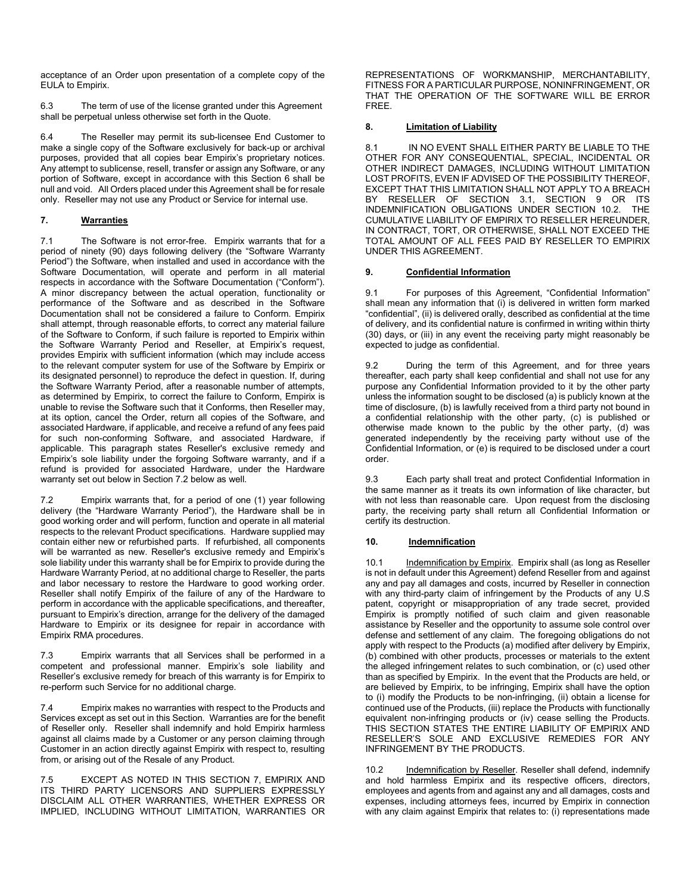acceptance of an Order upon presentation of a complete copy of the EULA to Empirix.

6.3 The term of use of the license granted under this Agreement shall be perpetual unless otherwise set forth in the Quote.

6.4 The Reseller may permit its sub-licensee End Customer to make a single copy of the Software exclusively for back-up or archival purposes, provided that all copies bear Empirix's proprietary notices. Any attempt to sublicense, resell, transfer or assign any Software, or any portion of Software, except in accordance with this Section 6 shall be null and void. All Orders placed under this Agreement shall be for resale only. Reseller may not use any Product or Service for internal use.

### 7. Warranties

7.1 The Software is not error-free. Empirix warrants that for a period of ninety (90) days following delivery (the "Software Warranty Period") the Software, when installed and used in accordance with the Software Documentation, will operate and perform in all material respects in accordance with the Software Documentation ("Conform"). A minor discrepancy between the actual operation, functionality or performance of the Software and as described in the Software Documentation shall not be considered a failure to Conform. Empirix shall attempt, through reasonable efforts, to correct any material failure of the Software to Conform, if such failure is reported to Empirix within the Software Warranty Period and Reseller, at Empirix's request, provides Empirix with sufficient information (which may include access to the relevant computer system for use of the Software by Empirix or its designated personnel) to reproduce the defect in question. If, during the Software Warranty Period, after a reasonable number of attempts, as determined by Empirix, to correct the failure to Conform, Empirix is unable to revise the Software such that it Conforms, then Reseller may, at its option, cancel the Order, return all copies of the Software, and associated Hardware, if applicable, and receive a refund of any fees paid for such non-conforming Software, and associated Hardware, if applicable. This paragraph states Reseller's exclusive remedy and Empirix's sole liability under the forgoing Software warranty, and if a refund is provided for associated Hardware, under the Hardware warranty set out below in Section 7.2 below as well.

7.2 Empirix warrants that, for a period of one (1) year following delivery (the "Hardware Warranty Period"), the Hardware shall be in good working order and will perform, function and operate in all material respects to the relevant Product specifications. Hardware supplied may contain either new or refurbished parts. If refurbished, all components will be warranted as new. Reseller's exclusive remedy and Empirix's sole liability under this warranty shall be for Empirix to provide during the Hardware Warranty Period, at no additional charge to Reseller, the parts and labor necessary to restore the Hardware to good working order. Reseller shall notify Empirix of the failure of any of the Hardware to perform in accordance with the applicable specifications, and thereafter, pursuant to Empirix's direction, arrange for the delivery of the damaged Hardware to Empirix or its designee for repair in accordance with Empirix RMA procedures.

7.3 Empirix warrants that all Services shall be performed in a competent and professional manner. Empirix's sole liability and Reseller's exclusive remedy for breach of this warranty is for Empirix to re-perform such Service for no additional charge.

7.4 Empirix makes no warranties with respect to the Products and Services except as set out in this Section. Warranties are for the benefit of Reseller only. Reseller shall indemnify and hold Empirix harmless against all claims made by a Customer or any person claiming through Customer in an action directly against Empirix with respect to, resulting from, or arising out of the Resale of any Product.

7.5 EXCEPT AS NOTED IN THIS SECTION 7, EMPIRIX AND ITS THIRD PARTY LICENSORS AND SUPPLIERS EXPRESSLY DISCLAIM ALL OTHER WARRANTIES, WHETHER EXPRESS OR IMPLIED, INCLUDING WITHOUT LIMITATION, WARRANTIES OR REPRESENTATIONS OF WORKMANSHIP, MERCHANTABILITY, FITNESS FOR A PARTICULAR PURPOSE, NONINFRINGEMENT, OR THAT THE OPERATION OF THE SOFTWARE WILL BE ERROR FREE.

### 8. Limitation of Liability

8.1 IN NO EVENT SHALL EITHER PARTY BE LIABLE TO THE OTHER FOR ANY CONSEQUENTIAL, SPECIAL, INCIDENTAL OR OTHER INDIRECT DAMAGES, INCLUDING WITHOUT LIMITATION LOST PROFITS, EVEN IF ADVISED OF THE POSSIBILITY THEREOF, EXCEPT THAT THIS LIMITATION SHALL NOT APPLY TO A BREACH BY RESELLER OF SECTION 3.1, SECTION 9 OR ITS INDEMNIFICATION OBLIGATIONS UNDER SECTION 10.2. THE CUMULATIVE LIABILITY OF EMPIRIX TO RESELLER HEREUNDER, IN CONTRACT, TORT, OR OTHERWISE, SHALL NOT EXCEED THE TOTAL AMOUNT OF ALL FEES PAID BY RESELLER TO EMPIRIX UNDER THIS AGREEMENT.

### 9. Confidential Information

9.1 For purposes of this Agreement, "Confidential Information" shall mean any information that (i) is delivered in written form marked "confidential", (ii) is delivered orally, described as confidential at the time of delivery, and its confidential nature is confirmed in writing within thirty (30) days, or (iii) in any event the receiving party might reasonably be expected to judge as confidential.

9.2 During the term of this Agreement, and for three years thereafter, each party shall keep confidential and shall not use for any purpose any Confidential Information provided to it by the other party unless the information sought to be disclosed (a) is publicly known at the time of disclosure, (b) is lawfully received from a third party not bound in a confidential relationship with the other party, (c) is published or otherwise made known to the public by the other party, (d) was generated independently by the receiving party without use of the Confidential Information, or (e) is required to be disclosed under a court order.

9.3 Each party shall treat and protect Confidential Information in the same manner as it treats its own information of like character, but with not less than reasonable care. Upon request from the disclosing party, the receiving party shall return all Confidential Information or certify its destruction.

### 10. Indemnification

10.1 Indemnification by Empirix. Empirix shall (as long as Reseller is not in default under this Agreement) defend Reseller from and against any and pay all damages and costs, incurred by Reseller in connection with any third-party claim of infringement by the Products of any U.S patent, copyright or misappropriation of any trade secret, provided Empirix is promptly notified of such claim and given reasonable assistance by Reseller and the opportunity to assume sole control over defense and settlement of any claim. The foregoing obligations do not apply with respect to the Products (a) modified after delivery by Empirix, (b) combined with other products, processes or materials to the extent the alleged infringement relates to such combination, or (c) used other than as specified by Empirix. In the event that the Products are held, or are believed by Empirix, to be infringing, Empirix shall have the option to (i) modify the Products to be non-infringing, (ii) obtain a license for continued use of the Products, (iii) replace the Products with functionally equivalent non-infringing products or (iv) cease selling the Products. THIS SECTION STATES THE ENTIRE LIABILITY OF EMPIRIX AND RESELLER'S SOLE AND EXCLUSIVE REMEDIES FOR ANY INFRINGEMENT BY THE PRODUCTS.

10.2 Indemnification by Reseller. Reseller shall defend, indemnify and hold harmless Empirix and its respective officers, directors, employees and agents from and against any and all damages, costs and expenses, including attorneys fees, incurred by Empirix in connection with any claim against Empirix that relates to: (i) representations made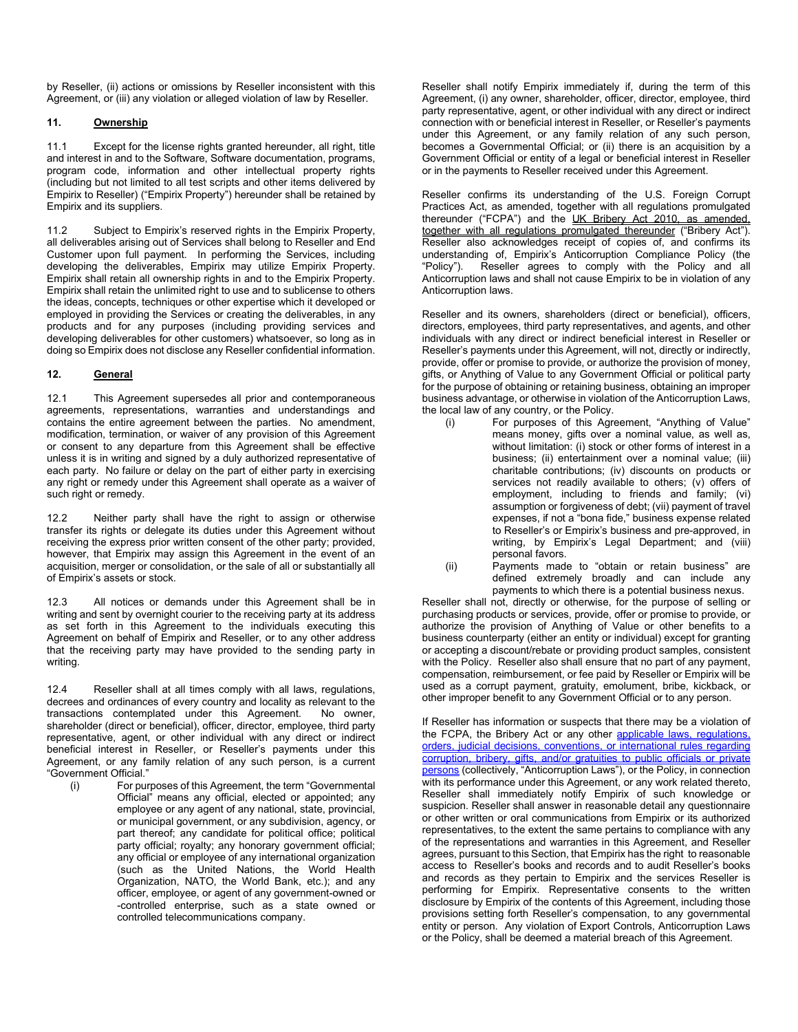by Reseller, (ii) actions or omissions by Reseller inconsistent with this Agreement, or (iii) any violation or alleged violation of law by Reseller.

## 11. Ownership

11.1 Except for the license rights granted hereunder, all right, title and interest in and to the Software, Software documentation, programs, program code, information and other intellectual property rights (including but not limited to all test scripts and other items delivered by Empirix to Reseller) ("Empirix Property") hereunder shall be retained by Empirix and its suppliers.

11.2 Subject to Empirix's reserved rights in the Empirix Property, all deliverables arising out of Services shall belong to Reseller and End Customer upon full payment. In performing the Services, including developing the deliverables, Empirix may utilize Empirix Property. Empirix shall retain all ownership rights in and to the Empirix Property. Empirix shall retain the unlimited right to use and to sublicense to others the ideas, concepts, techniques or other expertise which it developed or employed in providing the Services or creating the deliverables, in any products and for any purposes (including providing services and developing deliverables for other customers) whatsoever, so long as in doing so Empirix does not disclose any Reseller confidential information.

## 12. General

12.1 This Agreement supersedes all prior and contemporaneous agreements, representations, warranties and understandings and contains the entire agreement between the parties. No amendment, modification, termination, or waiver of any provision of this Agreement or consent to any departure from this Agreement shall be effective unless it is in writing and signed by a duly authorized representative of each party. No failure or delay on the part of either party in exercising any right or remedy under this Agreement shall operate as a waiver of such right or remedy.

12.2 Neither party shall have the right to assign or otherwise transfer its rights or delegate its duties under this Agreement without receiving the express prior written consent of the other party; provided, however, that Empirix may assign this Agreement in the event of an acquisition, merger or consolidation, or the sale of all or substantially all of Empirix's assets or stock.

12.3 All notices or demands under this Agreement shall be in writing and sent by overnight courier to the receiving party at its address as set forth in this Agreement to the individuals executing this Agreement on behalf of Empirix and Reseller, or to any other address that the receiving party may have provided to the sending party in writing.

12.4 Reseller shall at all times comply with all laws, regulations, decrees and ordinances of every country and locality as relevant to the transactions contemplated under this Agreement. No owner, shareholder (direct or beneficial), officer, director, employee, third party representative, agent, or other individual with any direct or indirect beneficial interest in Reseller, or Reseller's payments under this Agreement, or any family relation of any such person, is a current "Government Official."

(i) For purposes of this Agreement, the term "Governmental Official" means any official, elected or appointed; any employee or any agent of any national, state, provincial, or municipal government, or any subdivision, agency, or part thereof; any candidate for political office; political party official; royalty; any honorary government official; any official or employee of any international organization (such as the United Nations, the World Health Organization, NATO, the World Bank, etc.); and any officer, employee, or agent of any government-owned or -controlled enterprise, such as a state owned or controlled telecommunications company.

Reseller shall notify Empirix immediately if, during the term of this Agreement, (i) any owner, shareholder, officer, director, employee, third party representative, agent, or other individual with any direct or indirect connection with or beneficial interest in Reseller, or Reseller's payments under this Agreement, or any family relation of any such person, becomes a Governmental Official; or (ii) there is an acquisition by a Government Official or entity of a legal or beneficial interest in Reseller or in the payments to Reseller received under this Agreement.

Reseller confirms its understanding of the U.S. Foreign Corrupt Practices Act, as amended, together with all regulations promulgated thereunder ("FCPA") and the UK Bribery Act 2010, as amended, together with all regulations promulgated thereunder ("Bribery Act"). Reseller also acknowledges receipt of copies of, and confirms its understanding of, Empirix's Anticorruption Compliance Policy (the "Policy"). Reseller agrees to comply with the Policy and all Anticorruption laws and shall not cause Empirix to be in violation of any Anticorruption laws.

Reseller and its owners, shareholders (direct or beneficial), officers, directors, employees, third party representatives, and agents, and other individuals with any direct or indirect beneficial interest in Reseller or Reseller's payments under this Agreement, will not, directly or indirectly, provide, offer or promise to provide, or authorize the provision of money, gifts, or Anything of Value to any Government Official or political party for the purpose of obtaining or retaining business, obtaining an improper business advantage, or otherwise in violation of the Anticorruption Laws, the local law of any country, or the Policy.

(i) For purposes of this Agreement, "Anything of Value" means money, gifts over a nominal value, as well as, without limitation: (i) stock or other forms of interest in a business; (ii) entertainment over a nominal value; (iii) charitable contributions; (iv) discounts on products or services not readily available to others; (v) offers of employment, including to friends and family; (vi) assumption or forgiveness of debt; (vii) payment of travel expenses, if not a "bona fide," business expense related to Reseller's or Empirix's business and pre-approved, in writing, by Empirix's Legal Department; and (viii) personal favors.

(ii) Payments made to "obtain or retain business" are defined extremely broadly and can include any payments to which there is a potential business nexus.

Reseller shall not, directly or otherwise, for the purpose of selling or purchasing products or services, provide, offer or promise to provide, or authorize the provision of Anything of Value or other benefits to a business counterparty (either an entity or individual) except for granting or accepting a discount/rebate or providing product samples, consistent with the Policy. Reseller also shall ensure that no part of any payment, compensation, reimbursement, or fee paid by Reseller or Empirix will be used as a corrupt payment, gratuity, emolument, bribe, kickback, or other improper benefit to any Government Official or to any person.

If Reseller has information or suspects that there may be a violation of the FCPA, the Bribery Act or any other applicable laws, regulations, orders, judicial decisions, conventions, or international rules regarding corruption, bribery, gifts, and/or gratuities to public officials or private persons (collectively, "Anticorruption Laws"), or the Policy, in connection with its performance under this Agreement, or any work related thereto, Reseller shall immediately notify Empirix of such knowledge or suspicion. Reseller shall answer in reasonable detail any questionnaire or other written or oral communications from Empirix or its authorized representatives, to the extent the same pertains to compliance with any of the representations and warranties in this Agreement, and Reseller agrees, pursuant to this Section, that Empirix has the right to reasonable access to Reseller's books and records and to audit Reseller's books and records as they pertain to Empirix and the services Reseller is performing for Empirix. Representative consents to the written disclosure by Empirix of the contents of this Agreement, including those provisions setting forth Reseller's compensation, to any governmental entity or person. Any violation of Export Controls, Anticorruption Laws or the Policy, shall be deemed a material breach of this Agreement.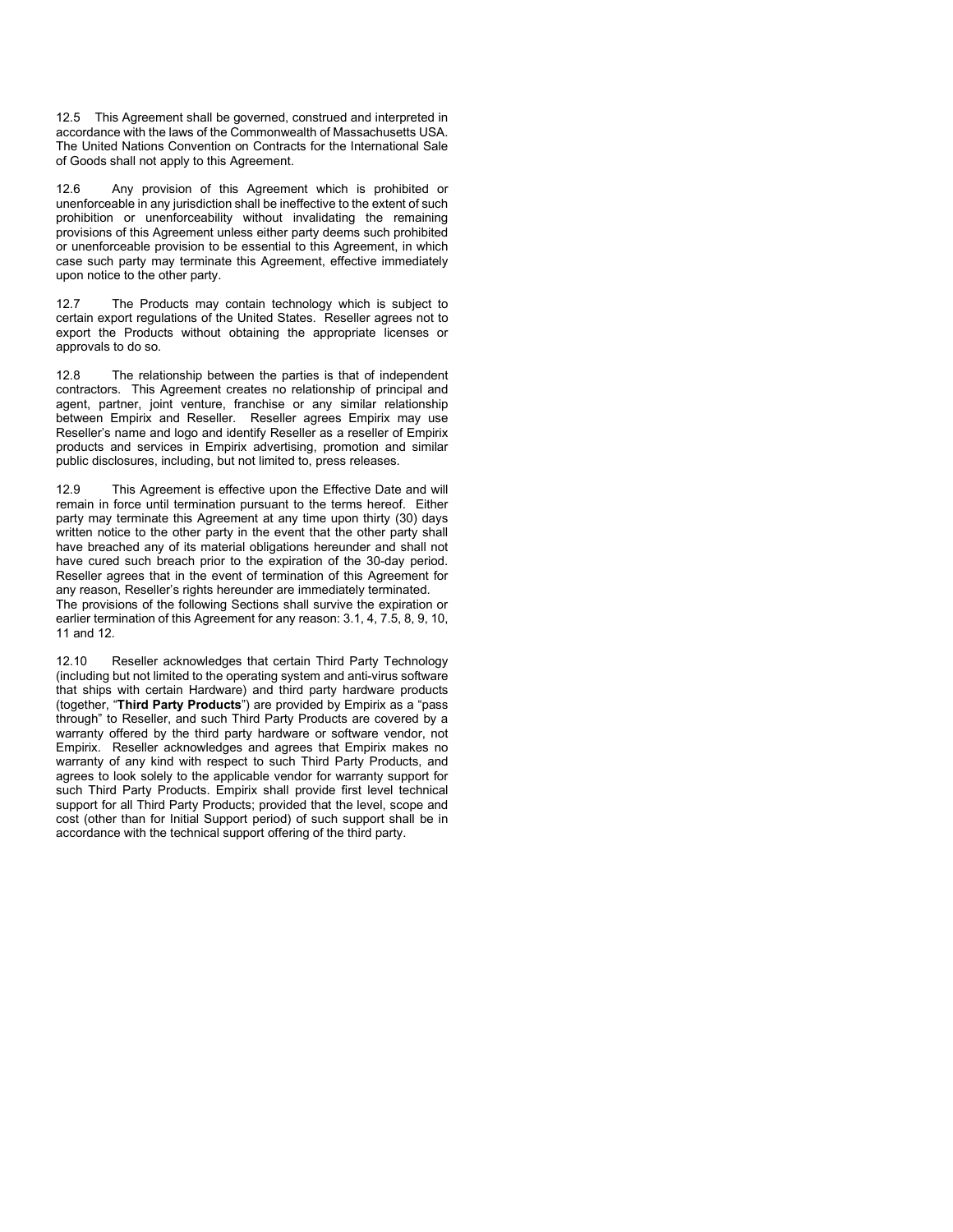12.5 This Agreement shall be governed, construed and interpreted in accordance with the laws of the Commonwealth of Massachusetts USA. The United Nations Convention on Contracts for the International Sale of Goods shall not apply to this Agreement.

12.6 Any provision of this Agreement which is prohibited or unenforceable in any jurisdiction shall be ineffective to the extent of such prohibition or unenforceability without invalidating the remaining provisions of this Agreement unless either party deems such prohibited or unenforceable provision to be essential to this Agreement, in which case such party may terminate this Agreement, effective immediately upon notice to the other party.

12.7 The Products may contain technology which is subject to certain export regulations of the United States. Reseller agrees not to export the Products without obtaining the appropriate licenses or approvals to do so.

12.8 The relationship between the parties is that of independent contractors. This Agreement creates no relationship of principal and agent, partner, joint venture, franchise or any similar relationship between Empirix and Reseller. Reseller agrees Empirix may use Reseller's name and logo and identify Reseller as a reseller of Empirix products and services in Empirix advertising, promotion and similar public disclosures, including, but not limited to, press releases.

12.9 This Agreement is effective upon the Effective Date and will remain in force until termination pursuant to the terms hereof. Either party may terminate this Agreement at any time upon thirty (30) days written notice to the other party in the event that the other party shall have breached any of its material obligations hereunder and shall not have cured such breach prior to the expiration of the 30-day period. Reseller agrees that in the event of termination of this Agreement for any reason, Reseller's rights hereunder are immediately terminated. The provisions of the following Sections shall survive the expiration or earlier termination of this Agreement for any reason: 3.1, 4, 7.5, 8, 9, 10, 11 and 12.

12.10 Reseller acknowledges that certain Third Party Technology (including but not limited to the operating system and anti-virus software that ships with certain Hardware) and third party hardware products (together, "**Third Party Products**") are provided by Empirix as a "pass through" to Reseller, and such Third Party Products are covered by a warranty offered by the third party hardware or software vendor, not Empirix. Reseller acknowledges and agrees that Empirix makes no warranty of any kind with respect to such Third Party Products, and agrees to look solely to the applicable vendor for warranty support for such Third Party Products. Empirix shall provide first level technical support for all Third Party Products; provided that the level, scope and cost (other than for Initial Support period) of such support shall be in accordance with the technical support offering of the third party.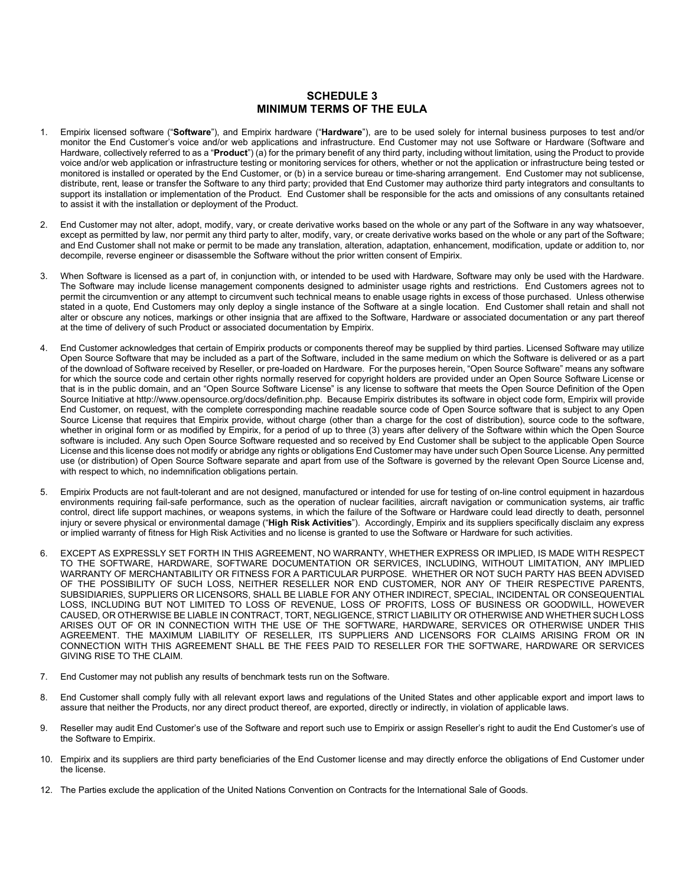## SCHEDULE 3
## MINIMUM TERMS OF THE EULA

1. Empirix licensed software ("**Software**"), and Empirix hardware ("**Hardware**"), are to be used solely for internal business purposes to test and/or monitor the End Customer's voice and/or web applications and infrastructure. End Customer may not use Software or Hardware (Software and Hardware, collectively referred to as a "**Product**") (a) for the primary benefit of any third party, including without limitation, using the Product to provide voice and/or web application or infrastructure testing or monitoring services for others, whether or not the application or infrastructure being tested or monitored is installed or operated by the End Customer, or (b) in a service bureau or time-sharing arrangement. End Customer may not sublicense, distribute, rent, lease or transfer the Software to any third party; provided that End Customer may authorize third party integrators and consultants to support its installation or implementation of the Product. End Customer shall be responsible for the acts and omissions of any consultants retained to assist it with the installation or deployment of the Product.

2. End Customer may not alter, adopt, modify, vary, or create derivative works based on the whole or any part of the Software in any way whatsoever, except as permitted by law, nor permit any third party to alter, modify, vary, or create derivative works based on the whole or any part of the Software; and End Customer shall not make or permit to be made any translation, alteration, adaptation, enhancement, modification, update or addition to, nor decompile, reverse engineer or disassemble the Software without the prior written consent of Empirix.

3. When Software is licensed as a part of, in conjunction with, or intended to be used with Hardware, Software may only be used with the Hardware. The Software may include license management components designed to administer usage rights and restrictions. End Customers agrees not to permit the circumvention or any attempt to circumvent such technical means to enable usage rights in excess of those purchased. Unless otherwise stated in a quote, End Customers may only deploy a single instance of the Software at a single location. End Customer shall retain and shall not alter or obscure any notices, markings or other insignia that are affixed to the Software, Hardware or associated documentation or any part thereof at the time of delivery of such Product or associated documentation by Empirix.

4. End Customer acknowledges that certain of Empirix products or components thereof may be supplied by third parties. Licensed Software may utilize Open Source Software that may be included as a part of the Software, included in the same medium on which the Software is delivered or as a part of the download of Software received by Reseller, or pre-loaded on Hardware. For the purposes herein, "Open Source Software" means any software for which the source code and certain other rights normally reserved for copyright holders are provided under an Open Source Software License or that is in the public domain, and an "Open Source Software License" is any license to software that meets the Open Source Definition of the Open Source Initiative at http://www.opensource.org/docs/definition.php. Because Empirix distributes its software in object code form, Empirix will provide End Customer, on request, with the complete corresponding machine readable source code of Open Source software that is subject to any Open Source License that requires that Empirix provide, without charge (other than a charge for the cost of distribution), source code to the software, whether in original form or as modified by Empirix, for a period of up to three (3) years after delivery of the Software within which the Open Source software is included. Any such Open Source Software requested and so received by End Customer shall be subject to the applicable Open Source License and this license does not modify or abridge any rights or obligations End Customer may have under such Open Source License. Any permitted use (or distribution) of Open Source Software separate and apart from use of the Software is governed by the relevant Open Source License and, with respect to which, no indemnification obligations pertain.

5. Empirix Products are not fault-tolerant and are not designed, manufactured or intended for use for testing of on-line control equipment in hazardous environments requiring fail-safe performance, such as the operation of nuclear facilities, aircraft navigation or communication systems, air traffic control, direct life support machines, or weapons systems, in which the failure of the Software or Hardware could lead directly to death, personnel injury or severe physical or environmental damage ("**High Risk Activities**"). Accordingly, Empirix and its suppliers specifically disclaim any express or implied warranty of fitness for High Risk Activities and no license is granted to use the Software or Hardware for such activities.

6. EXCEPT AS EXPRESSLY SET FORTH IN THIS AGREEMENT, NO WARRANTY, WHETHER EXPRESS OR IMPLIED, IS MADE WITH RESPECT TO THE SOFTWARE, HARDWARE, SOFTWARE DOCUMENTATION OR SERVICES, INCLUDING, WITHOUT LIMITATION, ANY IMPLIED WARRANTY OF MERCHANTABILITY OR FITNESS FOR A PARTICULAR PURPOSE. WHETHER OR NOT SUCH PARTY HAS BEEN ADVISED OF THE POSSIBILITY OF SUCH LOSS, NEITHER RESELLER NOR END CUSTOMER, NOR ANY OF THEIR RESPECTIVE PARENTS, SUBSIDIARIES, SUPPLIERS OR LICENSORS, SHALL BE LIABLE FOR ANY OTHER INDIRECT, SPECIAL, INCIDENTAL OR CONSEQUENTIAL LOSS, INCLUDING BUT NOT LIMITED TO LOSS OF REVENUE, LOSS OF PROFITS, LOSS OF BUSINESS OR GOODWILL, HOWEVER CAUSED, OR OTHERWISE BE LIABLE IN CONTRACT, TORT, NEGLIGENCE, STRICT LIABILITY OR OTHERWISE AND WHETHER SUCH LOSS ARISES OUT OF OR IN CONNECTION WITH THE USE OF THE SOFTWARE, HARDWARE, SERVICES OR OTHERWISE UNDER THIS AGREEMENT. THE MAXIMUM LIABILITY OF RESELLER, ITS SUPPLIERS AND LICENSORS FOR CLAIMS ARISING FROM OR IN CONNECTION WITH THIS AGREEMENT SHALL BE THE FEES PAID TO RESELLER FOR THE SOFTWARE, HARDWARE OR SERVICES GIVING RISE TO THE CLAIM.

7. End Customer may not publish any results of benchmark tests run on the Software.

8. End Customer shall comply fully with all relevant export laws and regulations of the United States and other applicable export and import laws to assure that neither the Products, nor any direct product thereof, are exported, directly or indirectly, in violation of applicable laws.

9. Reseller may audit End Customer's use of the Software and report such use to Empirix or assign Reseller's right to audit the End Customer's use of the Software to Empirix.

10. Empirix and its suppliers are third party beneficiaries of the End Customer license and may directly enforce the obligations of End Customer under the license.

12. The Parties exclude the application of the United Nations Convention on Contracts for the International Sale of Goods.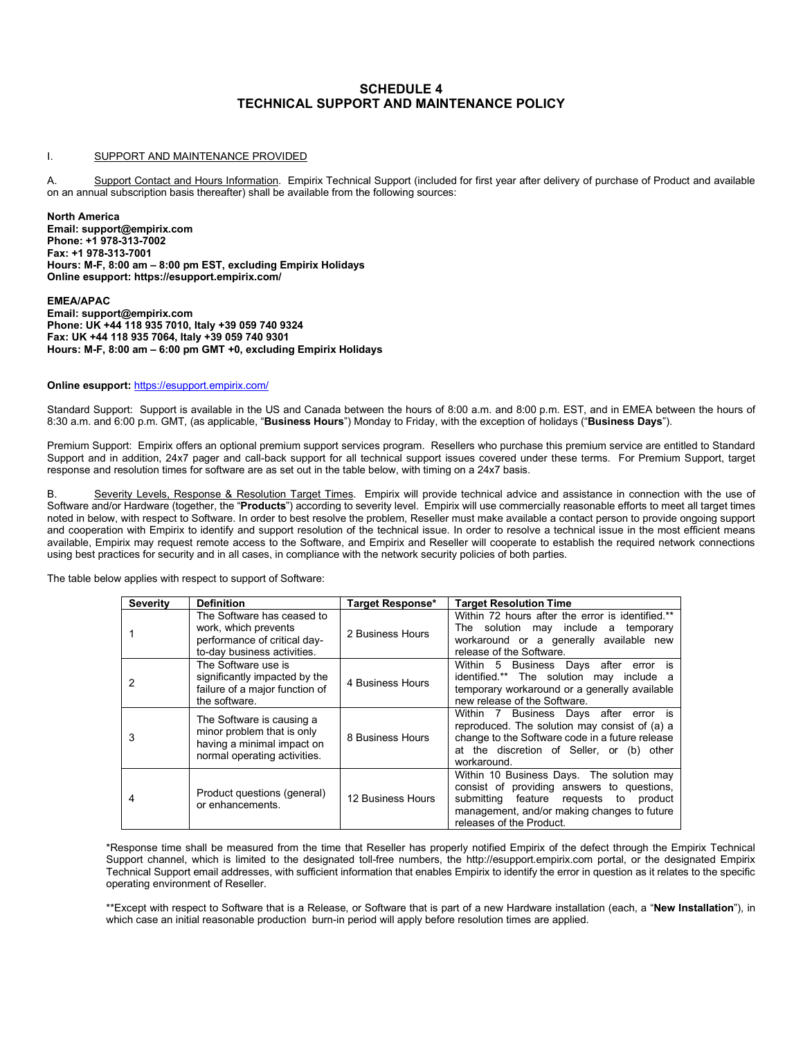## SCHEDULE 4
## TECHNICAL SUPPORT AND MAINTENANCE POLICY

I. SUPPORT AND MAINTENANCE PROVIDED

A. Support Contact and Hours Information. Empirix Technical Support (included for first year after delivery of purchase of Product and available on an annual subscription basis thereafter) shall be available from the following sources:

**North America**
**Email: support@empirix.com**
**Phone: +1 978-313-7002**
**Fax: +1 978-313-7001**
**Hours: M-F, 8:00 am – 8:00 pm EST, excluding Empirix Holidays**
**Online esupport: https://esupport.empirix.com/**

**EMEA/APAC**
**Email: support@empirix.com**
**Phone: UK +44 118 935 7010, Italy +39 059 740 9324**
**Fax: UK +44 118 935 7064, Italy +39 059 740 9301**
**Hours: M-F, 8:00 am – 6:00 pm GMT +0, excluding Empirix Holidays**

**Online esupport:** https://esupport.empirix.com/

Standard Support: Support is available in the US and Canada between the hours of 8:00 a.m. and 8:00 p.m. EST, and in EMEA between the hours of 8:30 a.m. and 6:00 p.m. GMT, (as applicable, "**Business Hours**") Monday to Friday, with the exception of holidays ("**Business Days**").

Premium Support: Empirix offers an optional premium support services program. Resellers who purchase this premium service are entitled to Standard Support and in addition, 24x7 pager and call-back support for all technical support issues covered under these terms. For Premium Support, target response and resolution times for software are as set out in the table below, with timing on a 24x7 basis.

B. Severity Levels, Response & Resolution Target Times. Empirix will provide technical advice and assistance in connection with the use of Software and/or Hardware (together, the "**Products**") according to severity level. Empirix will use commercially reasonable efforts to meet all target times noted in below, with respect to Software. In order to best resolve the problem, Reseller must make available a contact person to provide ongoing support and cooperation with Empirix to identify and support resolution of the technical issue. In order to resolve a technical issue in the most efficient means available, Empirix may request remote access to the Software, and Empirix and Reseller will cooperate to establish the required network connections using best practices for security and in all cases, in compliance with the network security policies of both parties.

The table below applies with respect to support of Software:

| Severity | Definition | Target Response* | Target Resolution Time |
|---|---|---|---|
| 1 | The Software has ceased to work, which prevents performance of critical day-to-day business activities. | 2 Business Hours | Within 72 hours after the error is identified.** The solution may include a temporary workaround or a generally available new release of the Software. |
| 2 | The Software use is significantly impacted by the failure of a major function of the software. | 4 Business Hours | Within 5 Business Days after error is identified.** The solution may include a temporary workaround or a generally available new release of the Software. |
| 3 | The Software is causing a minor problem that is only having a minimal impact on normal operating activities. | 8 Business Hours | Within 7 Business Days after error is reproduced. The solution may consist of (a) a change to the Software code in a future release at the discretion of Seller, or (b) other workaround. |
| 4 | Product questions (general) or enhancements. | 12 Business Hours | Within 10 Business Days. The solution may consist of providing answers to questions, submitting feature requests to product management, and/or making changes to future releases of the Product. |

*Response time shall be measured from the time that Reseller has properly notified Empirix of the defect through the Empirix Technical Support channel, which is limited to the designated toll-free numbers, the http://esupport.empirix.com portal, or the designated Empirix Technical Support email addresses, with sufficient information that enables Empirix to identify the error in question as it relates to the specific operating environment of Reseller.

**Except with respect to Software that is a Release, or Software that is part of a new Hardware installation (each, a "**New Installation**"), in which case an initial reasonable production burn-in period will apply before resolution times are applied.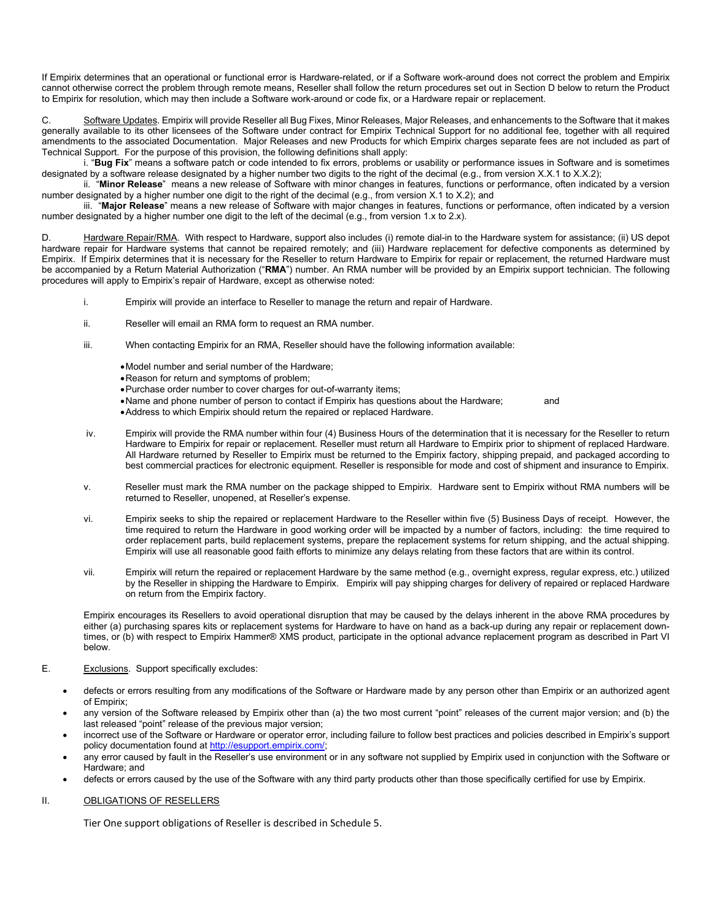If Empirix determines that an operational or functional error is Hardware-related, or if a Software work-around does not correct the problem and Empirix cannot otherwise correct the problem through remote means, Reseller shall follow the return procedures set out in Section D below to return the Product to Empirix for resolution, which may then include a Software work-around or code fix, or a Hardware repair or replacement.

C. Software Updates. Empirix will provide Reseller all Bug Fixes, Minor Releases, Major Releases, and enhancements to the Software that it makes generally available to its other licensees of the Software under contract for Empirix Technical Support for no additional fee, together with all required amendments to the associated Documentation. Major Releases and new Products for which Empirix charges separate fees are not included as part of Technical Support. For the purpose of this provision, the following definitions shall apply:

i. "**Bug Fix**" means a software patch or code intended to fix errors, problems or usability or performance issues in Software and is sometimes designated by a software release designated by a higher number two digits to the right of the decimal (e.g., from version X.X.1 to X.X.2);

ii. "**Minor Release**" means a new release of Software with minor changes in features, functions or performance, often indicated by a version number designated by a higher number one digit to the right of the decimal (e.g., from version X.1 to X.2); and

iii. "**Major Release**" means a new release of Software with major changes in features, functions or performance, often indicated by a version number designated by a higher number one digit to the left of the decimal (e.g., from version 1.x to 2.x).

D. Hardware Repair/RMA. With respect to Hardware, support also includes (i) remote dial-in to the Hardware system for assistance; (ii) US depot hardware repair for Hardware systems that cannot be repaired remotely; and (iii) Hardware replacement for defective components as determined by Empirix. If Empirix determines that it is necessary for the Reseller to return Hardware to Empirix for repair or replacement, the returned Hardware must be accompanied by a Return Material Authorization ("**RMA**") number. An RMA number will be provided by an Empirix support technician. The following procedures will apply to Empirix's repair of Hardware, except as otherwise noted:

i. Empirix will provide an interface to Reseller to manage the return and repair of Hardware.

ii. Reseller will email an RMA form to request an RMA number.

iii. When contacting Empirix for an RMA, Reseller should have the following information available:

- Model number and serial number of the Hardware;
- Reason for return and symptoms of problem;
- Purchase order number to cover charges for out-of-warranty items;
- Name and phone number of person to contact if Empirix has questions about the Hardware; and
- Address to which Empirix should return the repaired or replaced Hardware.

iv. Empirix will provide the RMA number within four (4) Business Hours of the determination that it is necessary for the Reseller to return Hardware to Empirix for repair or replacement. Reseller must return all Hardware to Empirix prior to shipment of replaced Hardware. All Hardware returned by Reseller to Empirix must be returned to the Empirix factory, shipping prepaid, and packaged according to best commercial practices for electronic equipment. Reseller is responsible for mode and cost of shipment and insurance to Empirix.

v. Reseller must mark the RMA number on the package shipped to Empirix. Hardware sent to Empirix without RMA numbers will be returned to Reseller, unopened, at Reseller's expense.

vi. Empirix seeks to ship the repaired or replacement Hardware to the Reseller within five (5) Business Days of receipt. However, the time required to return the Hardware in good working order will be impacted by a number of factors, including: the time required to order replacement parts, build replacement systems, prepare the replacement systems for return shipping, and the actual shipping. Empirix will use all reasonable good faith efforts to minimize any delays relating from these factors that are within its control.

vii. Empirix will return the repaired or replacement Hardware by the same method (e.g., overnight express, regular express, etc.) utilized by the Reseller in shipping the Hardware to Empirix. Empirix will pay shipping charges for delivery of repaired or replaced Hardware on return from the Empirix factory.

Empirix encourages its Resellers to avoid operational disruption that may be caused by the delays inherent in the above RMA procedures by either (a) purchasing spares kits or replacement systems for Hardware to have on hand as a back-up during any repair or replacement down-times, or (b) with respect to Empirix Hammer® XMS product, participate in the optional advance replacement program as described in Part VI below.

E. Exclusions. Support specifically excludes:

- defects or errors resulting from any modifications of the Software or Hardware made by any person other than Empirix or an authorized agent of Empirix;
- any version of the Software released by Empirix other than (a) the two most current "point" releases of the current major version; and (b) the last released "point" release of the previous major version;
- incorrect use of the Software or Hardware or operator error, including failure to follow best practices and policies described in Empirix's support policy documentation found at http://esupport.empirix.com/;
- any error caused by fault in the Reseller's use environment or in any software not supplied by Empirix used in conjunction with the Software or Hardware; and
- defects or errors caused by the use of the Software with any third party products other than those specifically certified for use by Empirix.

## II. OBLIGATIONS OF RESELLERS

Tier One support obligations of Reseller is described in Schedule 5.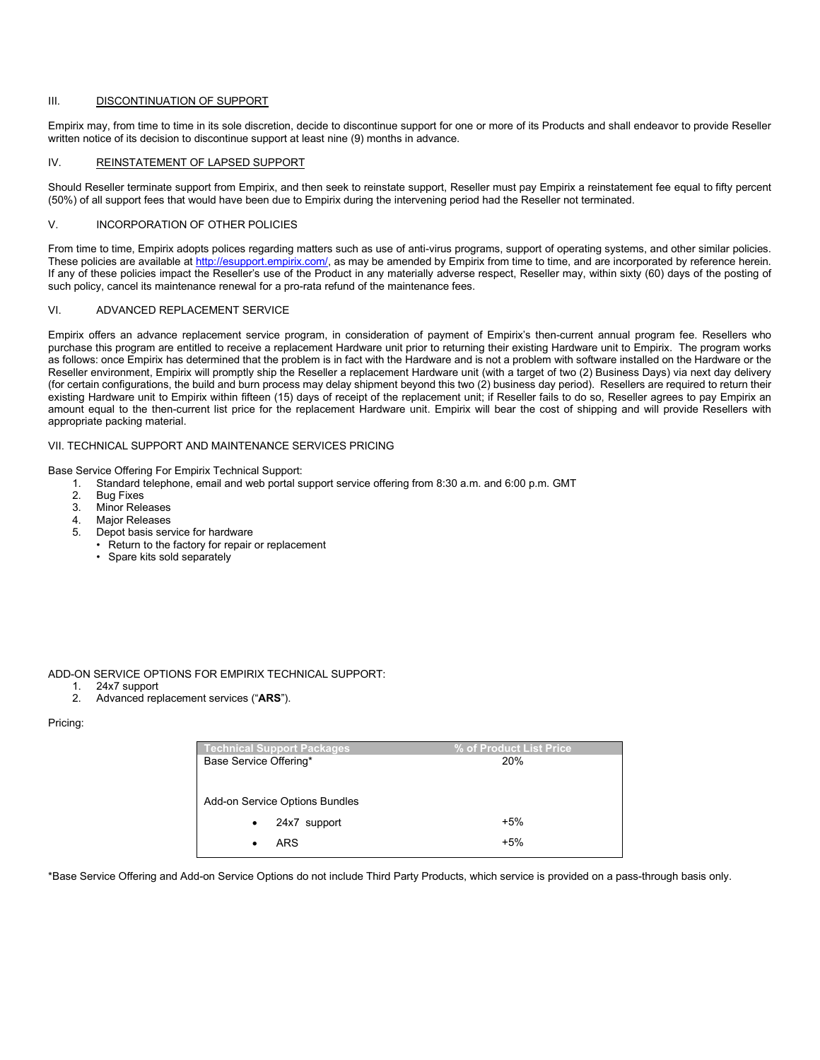## III. DISCONTINUATION OF SUPPORT

Empirix may, from time to time in its sole discretion, decide to discontinue support for one or more of its Products and shall endeavor to provide Reseller written notice of its decision to discontinue support at least nine (9) months in advance.

## IV. REINSTATEMENT OF LAPSED SUPPORT

Should Reseller terminate support from Empirix, and then seek to reinstate support, Reseller must pay Empirix a reinstatement fee equal to fifty percent (50%) of all support fees that would have been due to Empirix during the intervening period had the Reseller not terminated.

## V. INCORPORATION OF OTHER POLICIES

From time to time, Empirix adopts polices regarding matters such as use of anti-virus programs, support of operating systems, and other similar policies. These policies are available at http://esupport.empirix.com/, as may be amended by Empirix from time to time, and are incorporated by reference herein. If any of these policies impact the Reseller's use of the Product in any materially adverse respect, Reseller may, within sixty (60) days of the posting of such policy, cancel its maintenance renewal for a pro-rata refund of the maintenance fees.

## VI. ADVANCED REPLACEMENT SERVICE

Empirix offers an advance replacement service program, in consideration of payment of Empirix's then-current annual program fee. Resellers who purchase this program are entitled to receive a replacement Hardware unit prior to returning their existing Hardware unit to Empirix. The program works as follows: once Empirix has determined that the problem is in fact with the Hardware and is not a problem with software installed on the Hardware or the Reseller environment, Empirix will promptly ship the Reseller a replacement Hardware unit (with a target of two (2) Business Days) via next day delivery (for certain configurations, the build and burn process may delay shipment beyond this two (2) business day period). Resellers are required to return their existing Hardware unit to Empirix within fifteen (15) days of receipt of the replacement unit; if Reseller fails to do so, Reseller agrees to pay Empirix an amount equal to the then-current list price for the replacement Hardware unit. Empirix will bear the cost of shipping and will provide Resellers with appropriate packing material.

## VII. TECHNICAL SUPPORT AND MAINTENANCE SERVICES PRICING

Base Service Offering For Empirix Technical Support:

1. Standard telephone, email and web portal support service offering from 8:30 a.m. and 6:00 p.m. GMT
2. Bug Fixes
3. Minor Releases
4. Major Releases
5. Depot basis service for hardware
   - Return to the factory for repair or replacement
   - Spare kits sold separately

ADD-ON SERVICE OPTIONS FOR EMPIRIX TECHNICAL SUPPORT:

1. 24x7 support
2. Advanced replacement services ("**ARS**").

Pricing:

| Technical Support Packages | % of Product List Price |
|---|---|
| Base Service Offering* | 20% |
| Add-on Service Options Bundles | |
| • 24x7 support | +5% |
| • ARS | +5% |

*Base Service Offering and Add-on Service Options do not include Third Party Products, which service is provided on a pass-through basis only.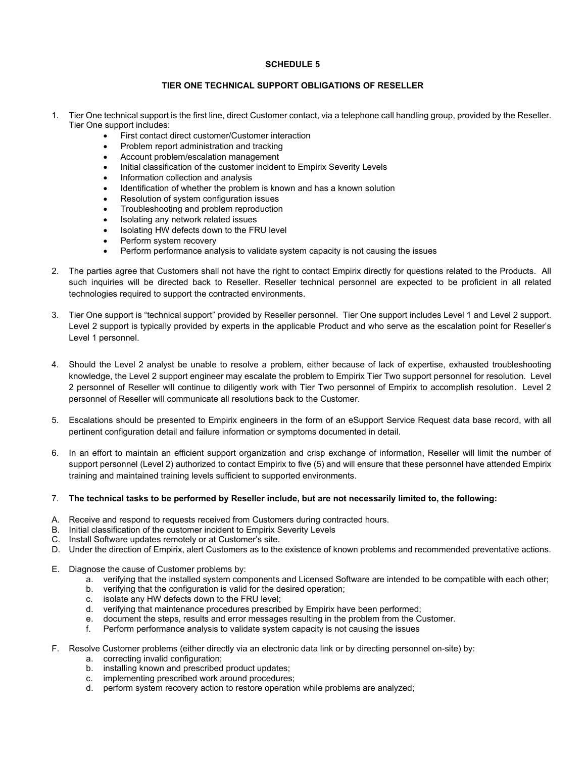## SCHEDULE 5

## TIER ONE TECHNICAL SUPPORT OBLIGATIONS OF RESELLER

1. Tier One technical support is the first line, direct Customer contact, via a telephone call handling group, provided by the Reseller. Tier One support includes:
   - First contact direct customer/Customer interaction
   - Problem report administration and tracking
   - Account problem/escalation management
   - Initial classification of the customer incident to Empirix Severity Levels
   - Information collection and analysis
   - Identification of whether the problem is known and has a known solution
   - Resolution of system configuration issues
   - Troubleshooting and problem reproduction
   - Isolating any network related issues
   - Isolating HW defects down to the FRU level
   - Perform system recovery
   - Perform performance analysis to validate system capacity is not causing the issues

2. The parties agree that Customers shall not have the right to contact Empirix directly for questions related to the Products. All such inquiries will be directed back to Reseller. Reseller technical personnel are expected to be proficient in all related technologies required to support the contracted environments.

3. Tier One support is "technical support" provided by Reseller personnel. Tier One support includes Level 1 and Level 2 support. Level 2 support is typically provided by experts in the applicable Product and who serve as the escalation point for Reseller's Level 1 personnel.

4. Should the Level 2 analyst be unable to resolve a problem, either because of lack of expertise, exhausted troubleshooting knowledge, the Level 2 support engineer may escalate the problem to Empirix Tier Two support personnel for resolution. Level 2 personnel of Reseller will continue to diligently work with Tier Two personnel of Empirix to accomplish resolution. Level 2 personnel of Reseller will communicate all resolutions back to the Customer.

5. Escalations should be presented to Empirix engineers in the form of an eSupport Service Request data base record, with all pertinent configuration detail and failure information or symptoms documented in detail.

6. In an effort to maintain an efficient support organization and crisp exchange of information, Reseller will limit the number of support personnel (Level 2) authorized to contact Empirix to five (5) and will ensure that these personnel have attended Empirix training and maintained training levels sufficient to supported environments.

7. **The technical tasks to be performed by Reseller include, but are not necessarily limited to, the following:**

A. Receive and respond to requests received from Customers during contracted hours.
B. Initial classification of the customer incident to Empirix Severity Levels
C. Install Software updates remotely or at Customer's site.
D. Under the direction of Empirix, alert Customers as to the existence of known problems and recommended preventative actions.

E. Diagnose the cause of Customer problems by:
   a. verifying that the installed system components and Licensed Software are intended to be compatible with each other;
   b. verifying that the configuration is valid for the desired operation;
   c. isolate any HW defects down to the FRU level;
   d. verifying that maintenance procedures prescribed by Empirix have been performed;
   e. document the steps, results and error messages resulting in the problem from the Customer.
   f. Perform performance analysis to validate system capacity is not causing the issues

F. Resolve Customer problems (either directly via an electronic data link or by directing personnel on-site) by:
   a. correcting invalid configuration;
   b. installing known and prescribed product updates;
   c. implementing prescribed work around procedures;
   d. perform system recovery action to restore operation while problems are analyzed;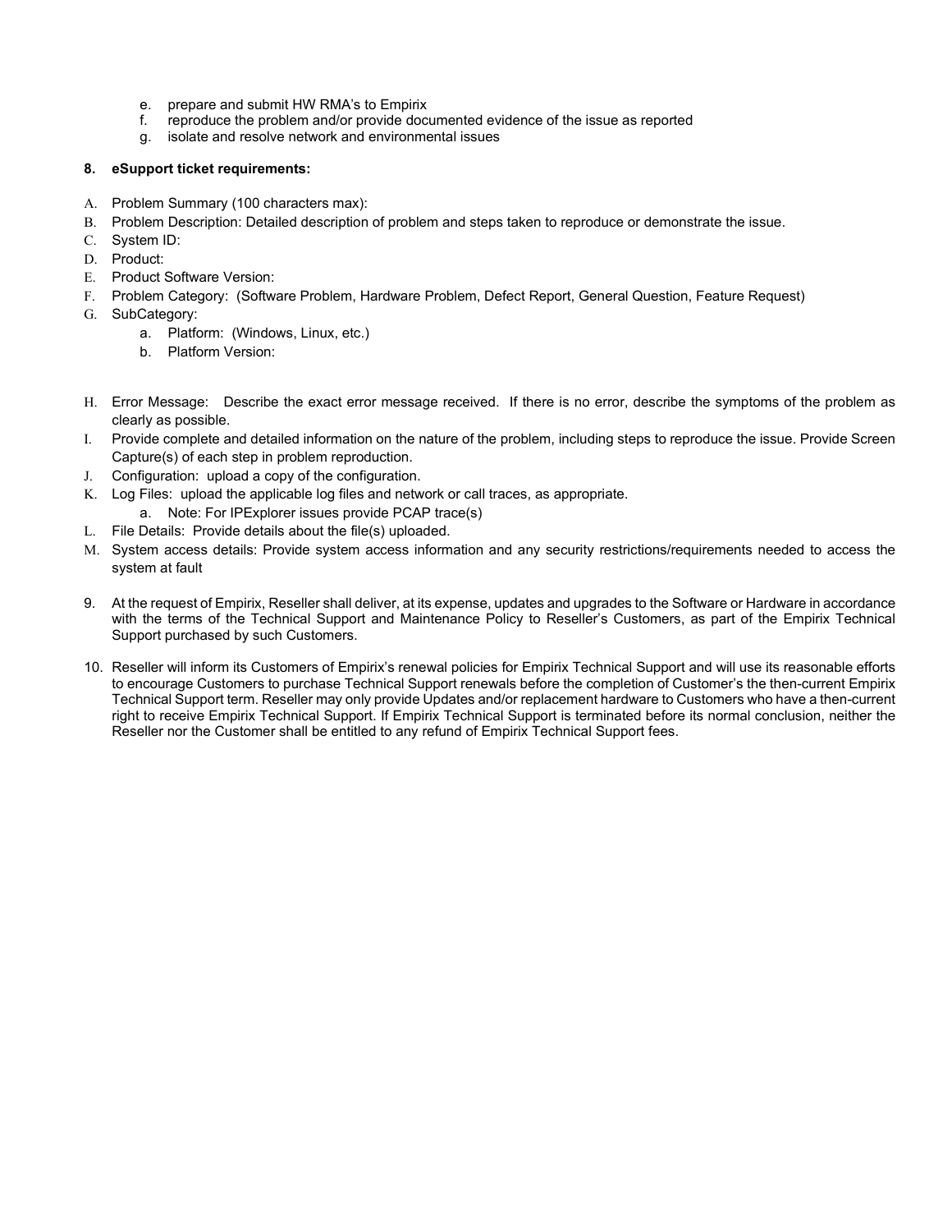e. prepare and submit HW RMA's to Empirix
f. reproduce the problem and/or provide documented evidence of the issue as reported
g. isolate and resolve network and environmental issues

**8. eSupport ticket requirements:**

A. Problem Summary (100 characters max):
B. Problem Description: Detailed description of problem and steps taken to reproduce or demonstrate the issue.
C. System ID:
D. Product:
E. Product Software Version:
F. Problem Category: (Software Problem, Hardware Problem, Defect Report, General Question, Feature Request)
G. SubCategory:
   a. Platform: (Windows, Linux, etc.)
   b. Platform Version:

H. Error Message: Describe the exact error message received. If there is no error, describe the symptoms of the problem as clearly as possible.
I. Provide complete and detailed information on the nature of the problem, including steps to reproduce the issue. Provide Screen Capture(s) of each step in problem reproduction.
J. Configuration: upload a copy of the configuration.
K. Log Files: upload the applicable log files and network or call traces, as appropriate.
   a. Note: For IPExplorer issues provide PCAP trace(s)
L. File Details: Provide details about the file(s) uploaded.
M. System access details: Provide system access information and any security restrictions/requirements needed to access the system at fault

9. At the request of Empirix, Reseller shall deliver, at its expense, updates and upgrades to the Software or Hardware in accordance with the terms of the Technical Support and Maintenance Policy to Reseller's Customers, as part of the Empirix Technical Support purchased by such Customers.

10. Reseller will inform its Customers of Empirix's renewal policies for Empirix Technical Support and will use its reasonable efforts to encourage Customers to purchase Technical Support renewals before the completion of Customer's the then-current Empirix Technical Support term. Reseller may only provide Updates and/or replacement hardware to Customers who have a then-current right to receive Empirix Technical Support. If Empirix Technical Support is terminated before its normal conclusion, neither the Reseller nor the Customer shall be entitled to any refund of Empirix Technical Support fees.